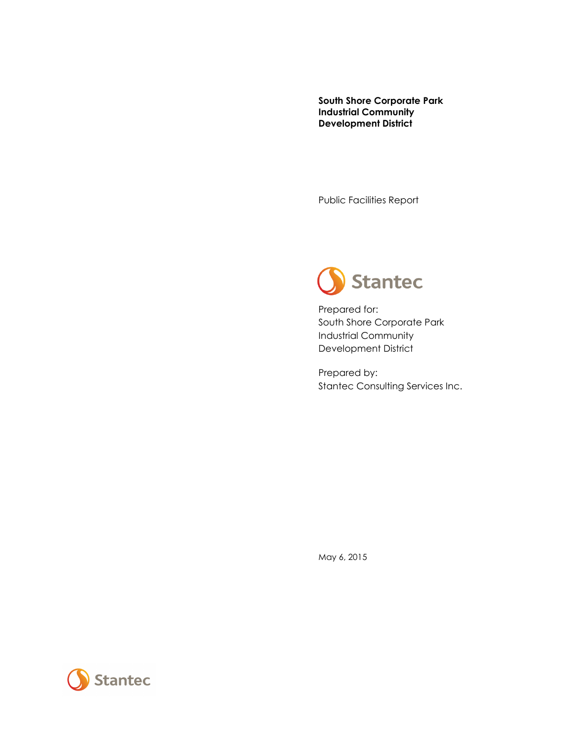# South Shore Corporate Park Industrial Community Development District

Public Facilities Report

Stantec

Prepared for:
South Shore Corporate Park
Industrial Community
Development District

Prepared by:
Stantec Consulting Services Inc.

May 6, 2015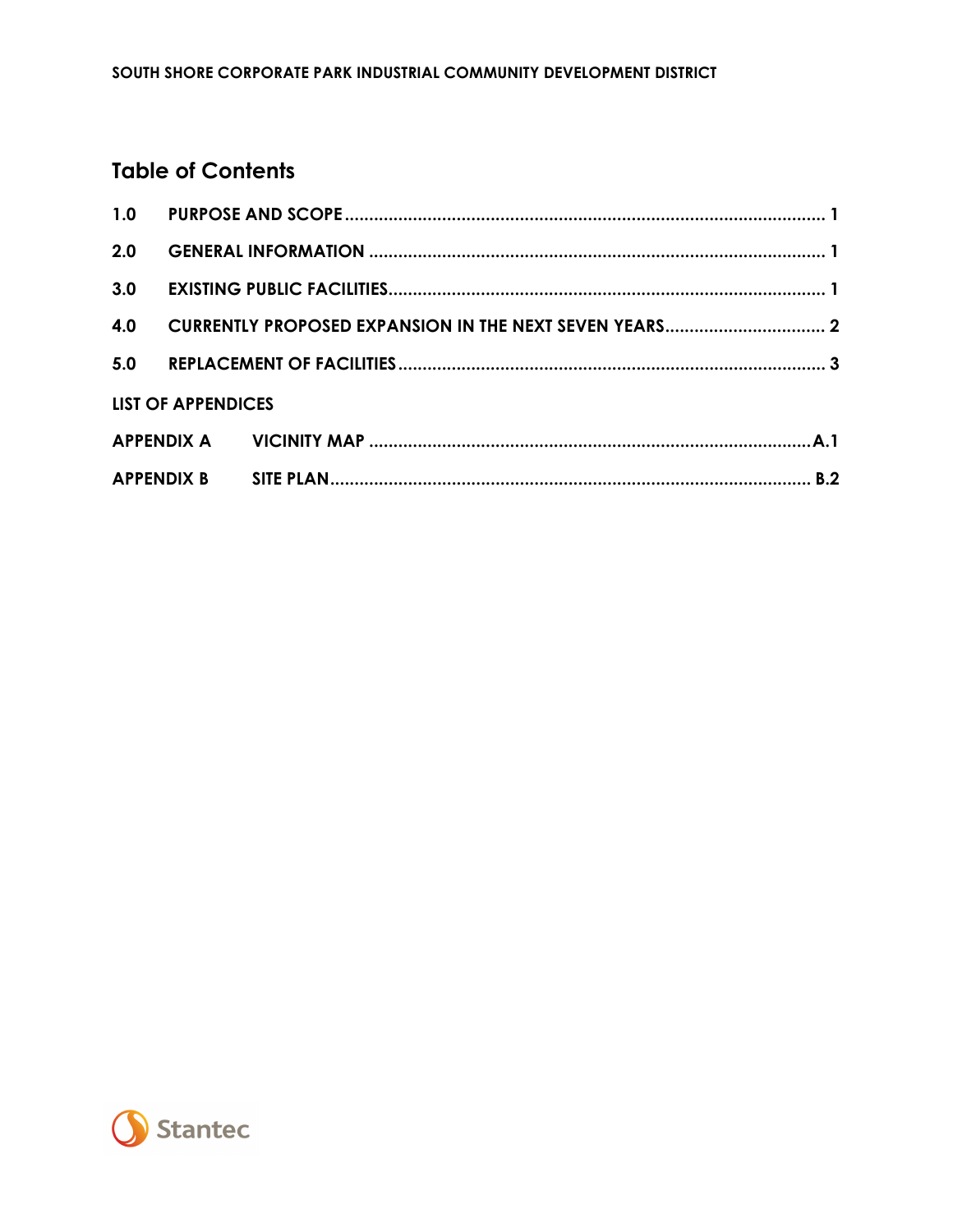## Table of Contents

| | | |
|---|---|---|
| 1.0 | PURPOSE AND SCOPE | 1 |
| 2.0 | GENERAL INFORMATION | 1 |
| 3.0 | EXISTING PUBLIC FACILITIES | 1 |
| 4.0 | CURRENTLY PROPOSED EXPANSION IN THE NEXT SEVEN YEARS | 2 |
| 5.0 | REPLACEMENT OF FACILITIES | 3 |

**LIST OF APPENDICES**

| | | |
|---|---|---|
| APPENDIX A | VICINITY MAP | A.1 |
| APPENDIX B | SITE PLAN | B.2 |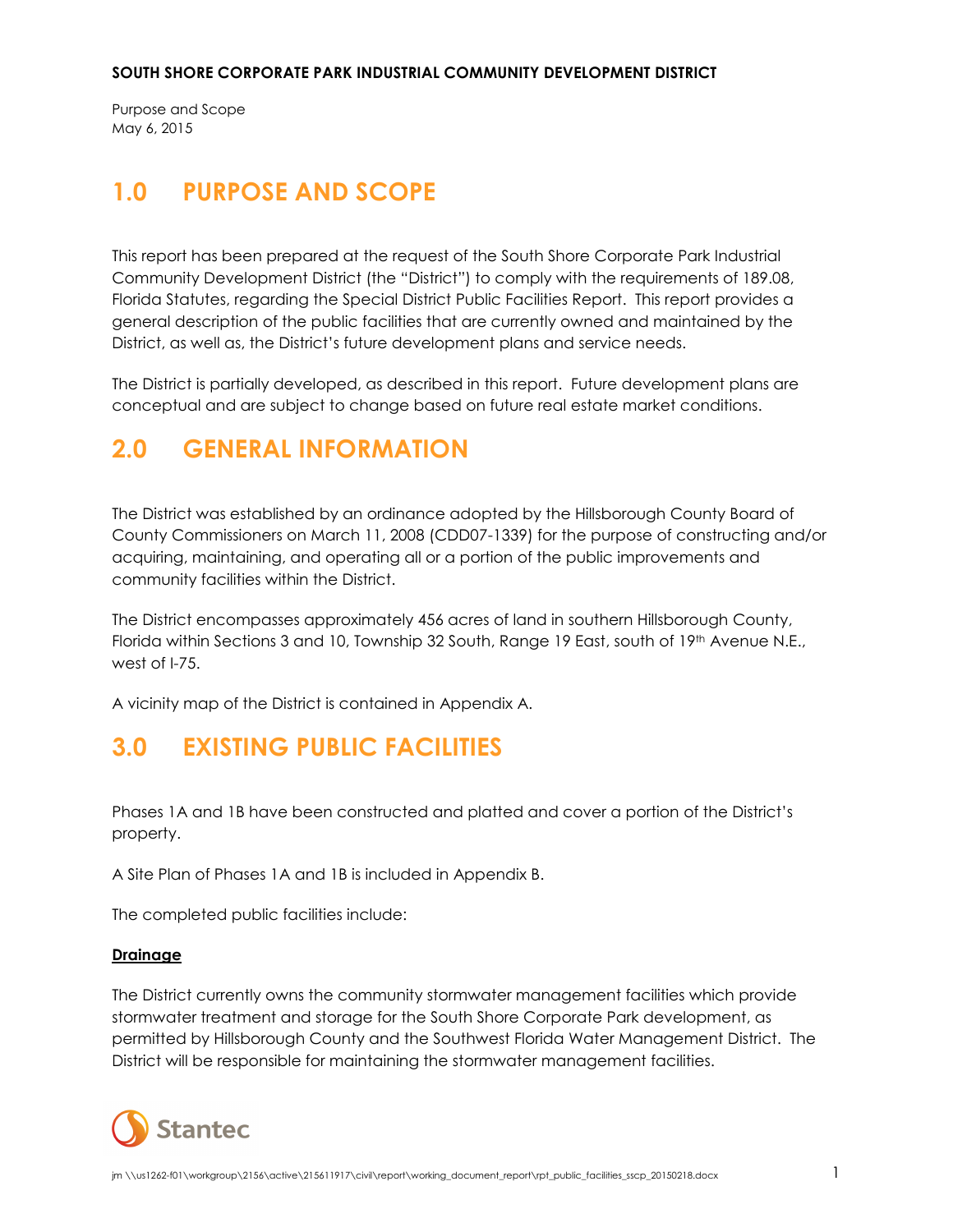# 1.0 PURPOSE AND SCOPE

This report has been prepared at the request of the South Shore Corporate Park Industrial Community Development District (the "District") to comply with the requirements of 189.08, Florida Statutes, regarding the Special District Public Facilities Report. This report provides a general description of the public facilities that are currently owned and maintained by the District, as well as, the District's future development plans and service needs.

The District is partially developed, as described in this report. Future development plans are conceptual and are subject to change based on future real estate market conditions.

# 2.0 GENERAL INFORMATION

The District was established by an ordinance adopted by the Hillsborough County Board of County Commissioners on March 11, 2008 (CDD07-1339) for the purpose of constructing and/or acquiring, maintaining, and operating all or a portion of the public improvements and community facilities within the District.

The District encompasses approximately 456 acres of land in southern Hillsborough County, Florida within Sections 3 and 10, Township 32 South, Range 19 East, south of 19th Avenue N.E., west of I-75.

A vicinity map of the District is contained in Appendix A.

# 3.0 EXISTING PUBLIC FACILITIES

Phases 1A and 1B have been constructed and platted and cover a portion of the District's property.

A Site Plan of Phases 1A and 1B is included in Appendix B.

The completed public facilities include:

**Drainage**

The District currently owns the community stormwater management facilities which provide stormwater treatment and storage for the South Shore Corporate Park development, as permitted by Hillsborough County and the Southwest Florida Water Management District. The District will be responsible for maintaining the stormwater management facilities.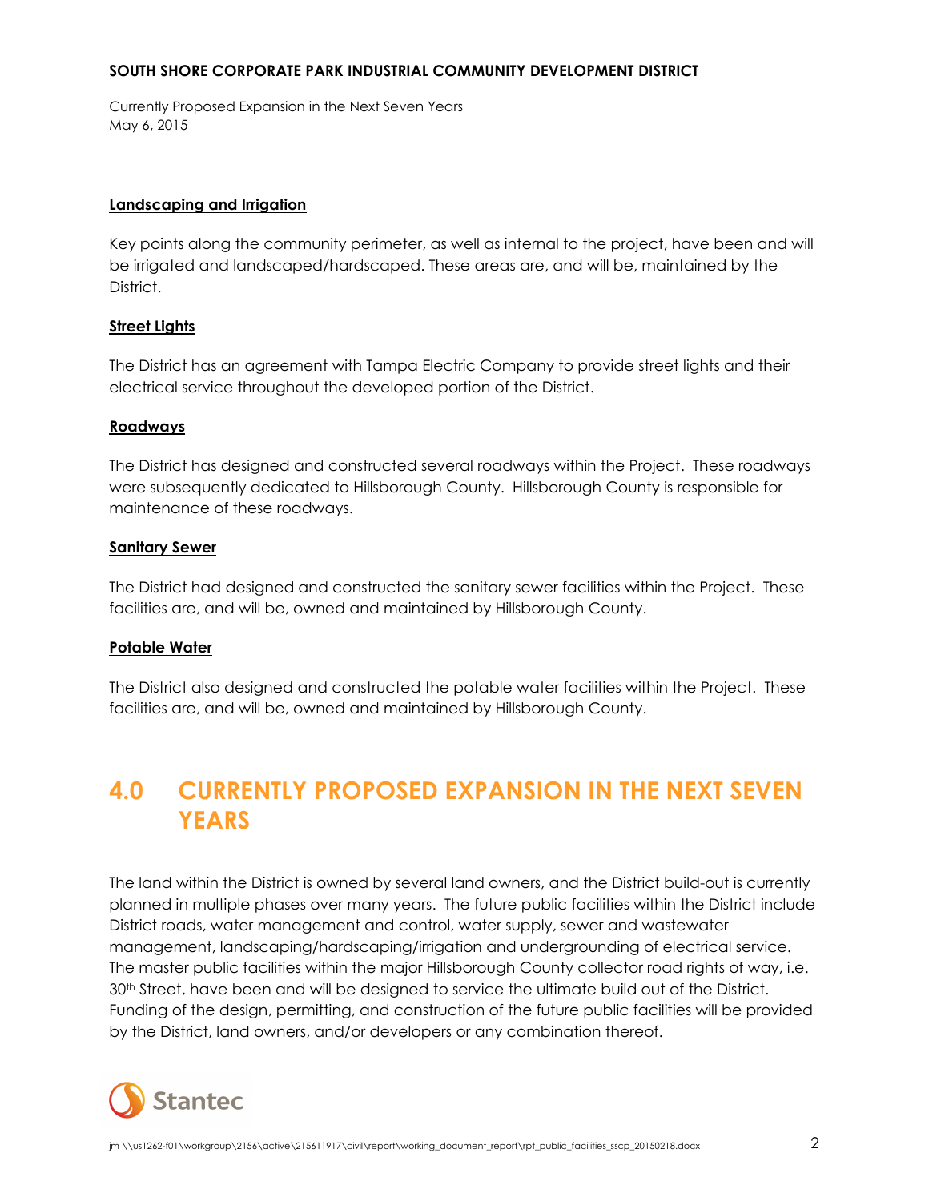### Landscaping and Irrigation

Key points along the community perimeter, as well as internal to the project, have been and will be irrigated and landscaped/hardscaped. These areas are, and will be, maintained by the District.

### Street Lights

The District has an agreement with Tampa Electric Company to provide street lights and their electrical service throughout the developed portion of the District.

### Roadways

The District has designed and constructed several roadways within the Project. These roadways were subsequently dedicated to Hillsborough County. Hillsborough County is responsible for maintenance of these roadways.

### Sanitary Sewer

The District had designed and constructed the sanitary sewer facilities within the Project. These facilities are, and will be, owned and maintained by Hillsborough County.

### Potable Water

The District also designed and constructed the potable water facilities within the Project. These facilities are, and will be, owned and maintained by Hillsborough County.

## 4.0 CURRENTLY PROPOSED EXPANSION IN THE NEXT SEVEN YEARS

The land within the District is owned by several land owners, and the District build-out is currently planned in multiple phases over many years. The future public facilities within the District include District roads, water management and control, water supply, sewer and wastewater management, landscaping/hardscaping/irrigation and undergrounding of electrical service. The master public facilities within the major Hillsborough County collector road rights of way, i.e. 30th Street, have been and will be designed to service the ultimate build out of the District. Funding of the design, permitting, and construction of the future public facilities will be provided by the District, land owners, and/or developers or any combination thereof.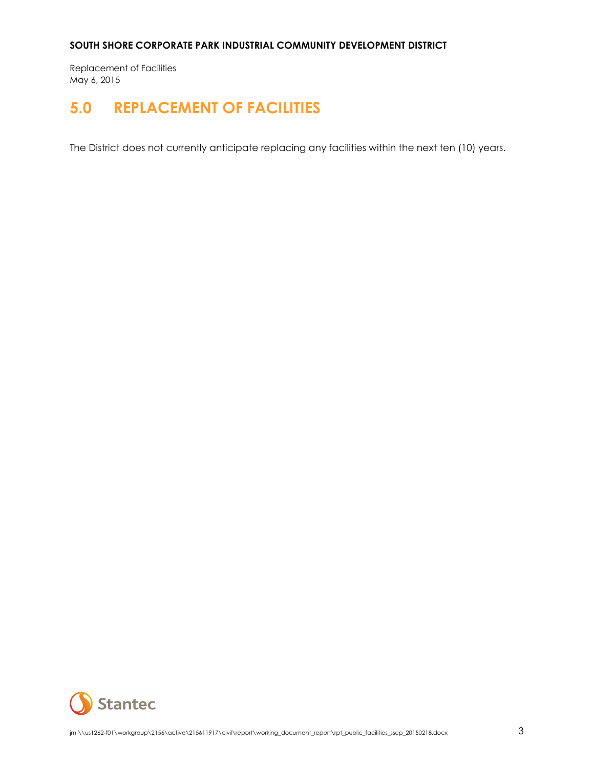# 5.0 REPLACEMENT OF FACILITIES

The District does not currently anticipate replacing any facilities within the next ten (10) years.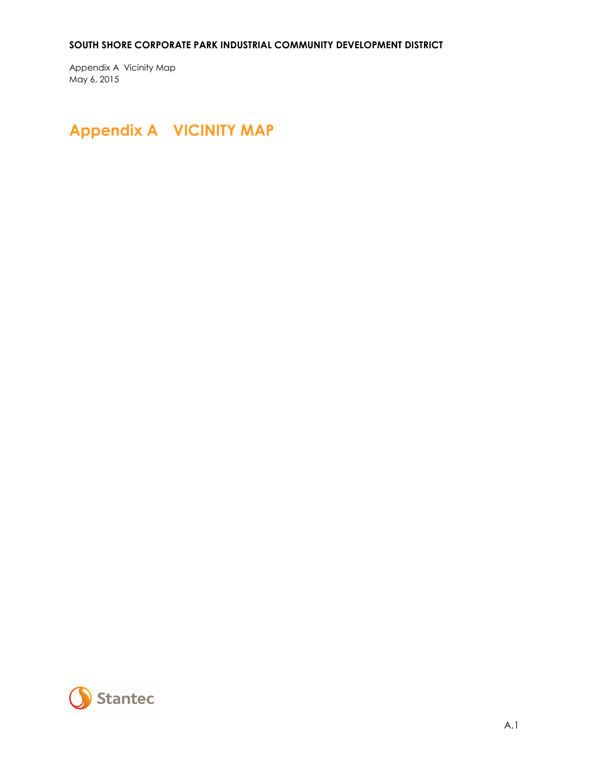# Appendix A VICINITY MAP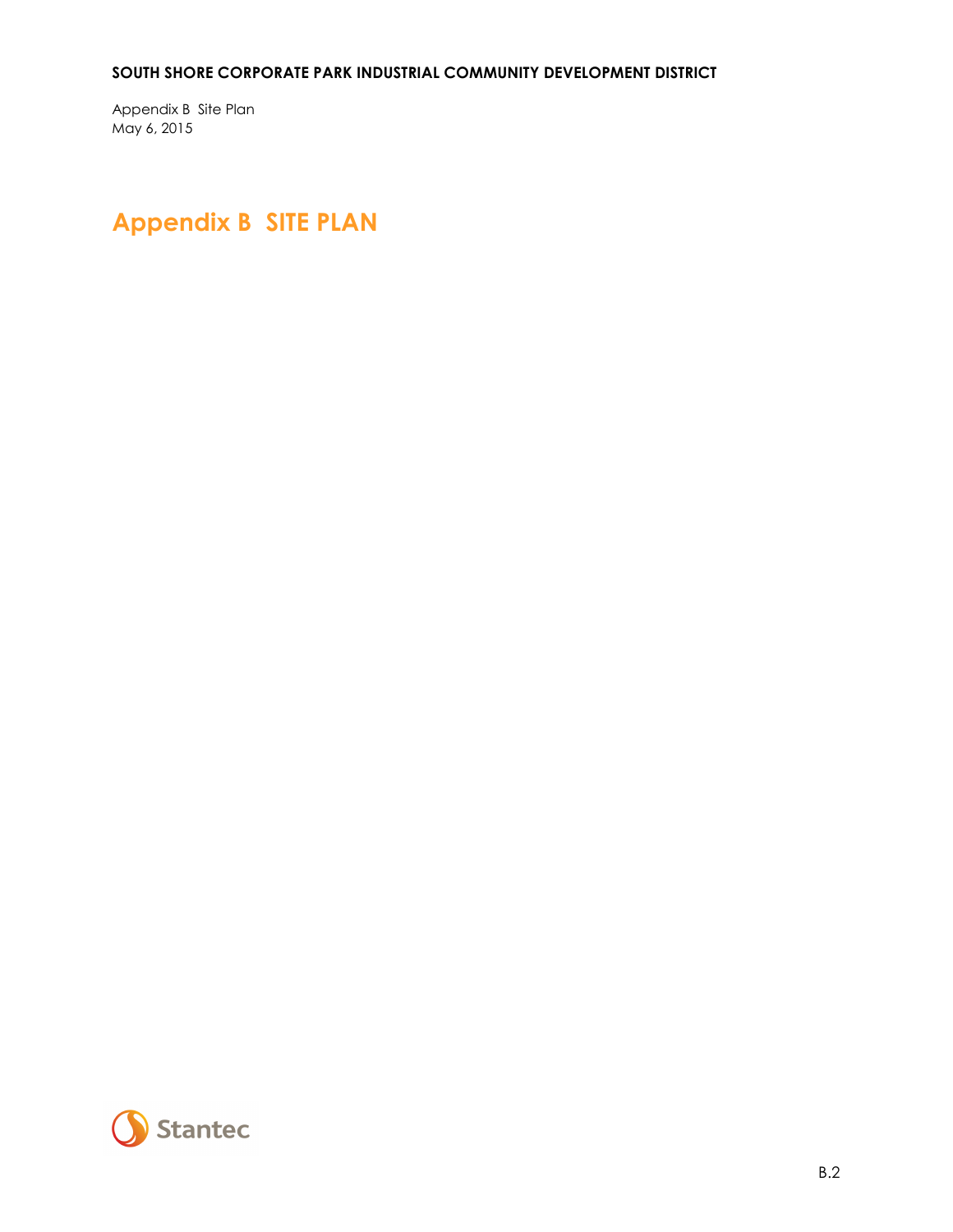# Appendix B SITE PLAN